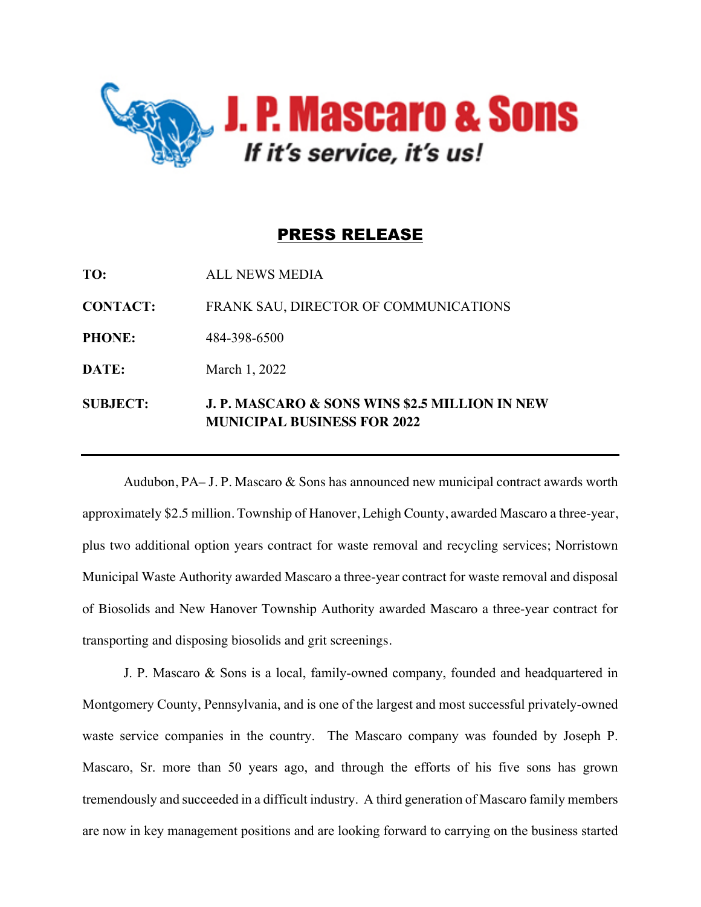# J. P. Mascaro & Sons

*If it's service, it's us!*

## PRESS RELEASE

**TO:** ALL NEWS MEDIA

**CONTACT:** FRANK SAU, DIRECTOR OF COMMUNICATIONS

**PHONE:** 484-398-6500

**DATE:** March 1, 2022

**SUBJECT:** **J. P. MASCARO & SONS WINS $2.5 MILLION IN NEW MUNICIPAL BUSINESS FOR 2022**

---

Audubon, PA– J. P. Mascaro & Sons has announced new municipal contract awards worth approximately $2.5 million. Township of Hanover, Lehigh County, awarded Mascaro a three-year, plus two additional option years contract for waste removal and recycling services; Norristown Municipal Waste Authority awarded Mascaro a three-year contract for waste removal and disposal of Biosolids and New Hanover Township Authority awarded Mascaro a three-year contract for transporting and disposing biosolids and grit screenings.

J. P. Mascaro & Sons is a local, family-owned company, founded and headquartered in Montgomery County, Pennsylvania, and is one of the largest and most successful privately-owned waste service companies in the country. The Mascaro company was founded by Joseph P. Mascaro, Sr. more than 50 years ago, and through the efforts of his five sons has grown tremendously and succeeded in a difficult industry. A third generation of Mascaro family members are now in key management positions and are looking forward to carrying on the business started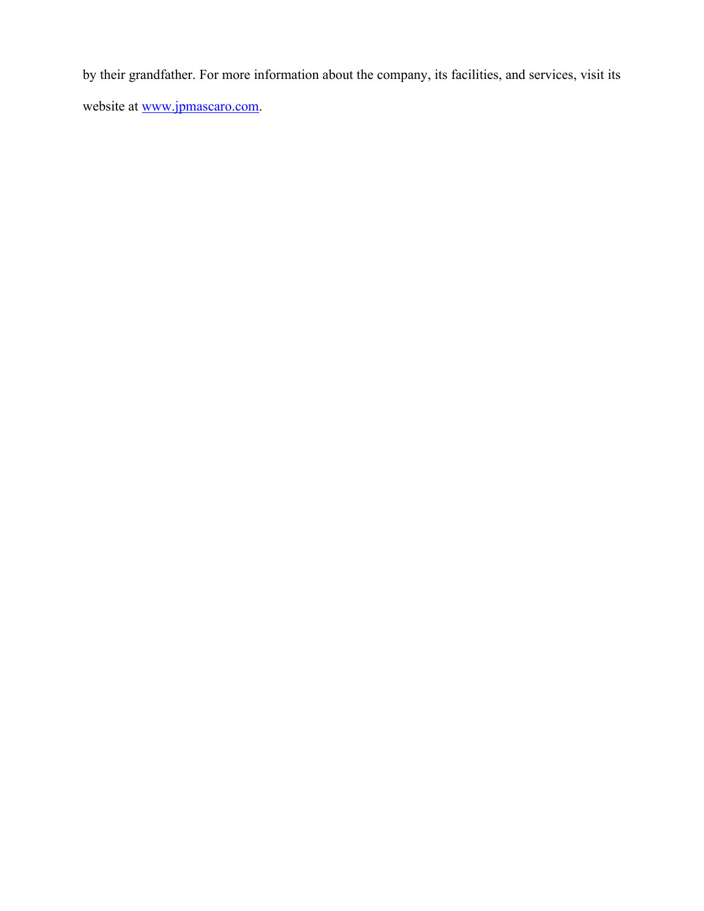by their grandfather. For more information about the company, its facilities, and services, visit its website at [www.jpmascaro.com](http://www.jpmascaro.com).